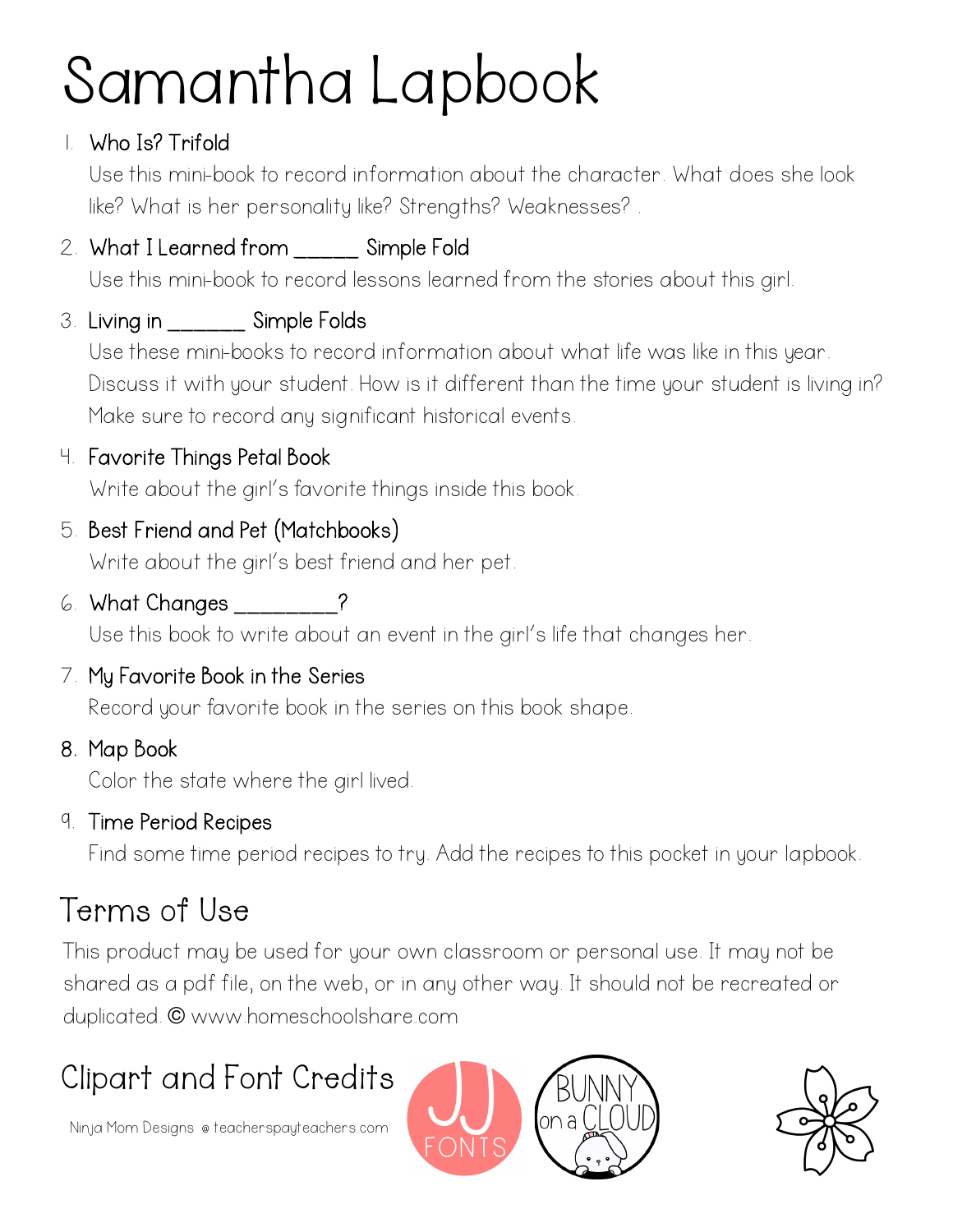# Samantha Lapbook

1. Who Is? Trifold
   Use this mini-book to record information about the character. What does she look like? What is her personality like? Strengths? Weaknesses? .
2. What I Learned from ______ Simple Fold
   Use this mini-book to record lessons learned from the stories about this girl.
3. Living in _______ Simple Folds
   Use these mini-books to record information about what life was like in this year. Discuss it with your student. How is it different than the time your student is living in? Make sure to record any significant historical events.
4. Favorite Things Petal Book
   Write about the girl's favorite things inside this book.
5. Best Friend and Pet (Matchbooks)
   Write about the girl's best friend and her pet.
6. What Changes _________?
   Use this book to write about an event in the girl's life that changes her.
7. My Favorite Book in the Series
   Record your favorite book in the series on this book shape.
8. Map Book
   Color the state where the girl lived.
9. Time Period Recipes
   Find some time period recipes to try. Add the recipes to this pocket in your lapbook.

## Terms of Use

This product may be used for your own classroom or personal use. It may not be shared as a pdf file, on the web, or in any other way. It should not be recreated or duplicated. © www.homeschoolshare.com

## Clipart and Font Credits

Ninja Mom Designs @ teacherspayteachers.com

JJ FONTS

BUNNY on a CLOUD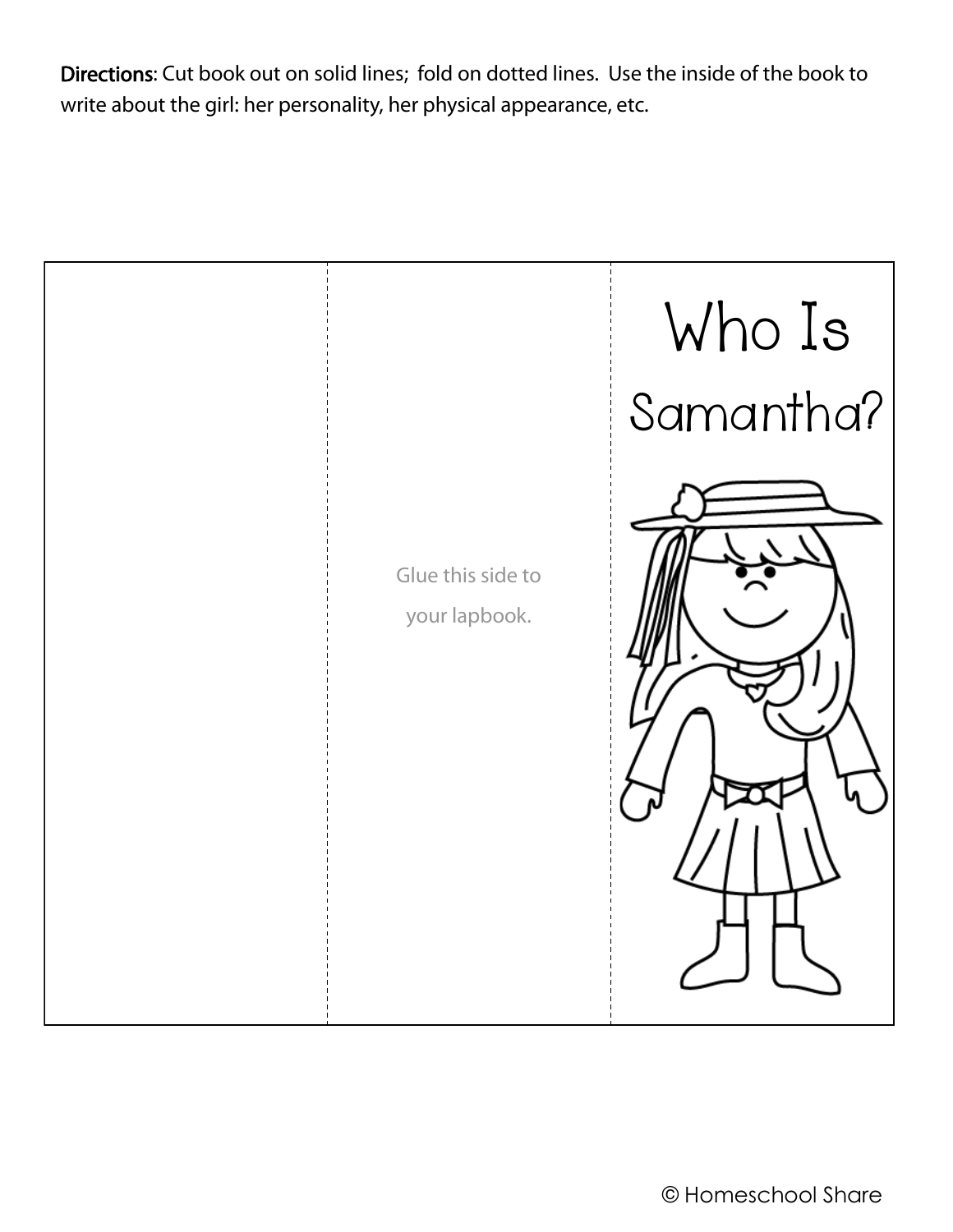**Directions**: Cut book out on solid lines; fold on dotted lines. Use the inside of the book to write about the girl: her personality, her physical appearance, etc.

Glue this side to your lapbook.

Who Is Samantha?

© Homeschool Share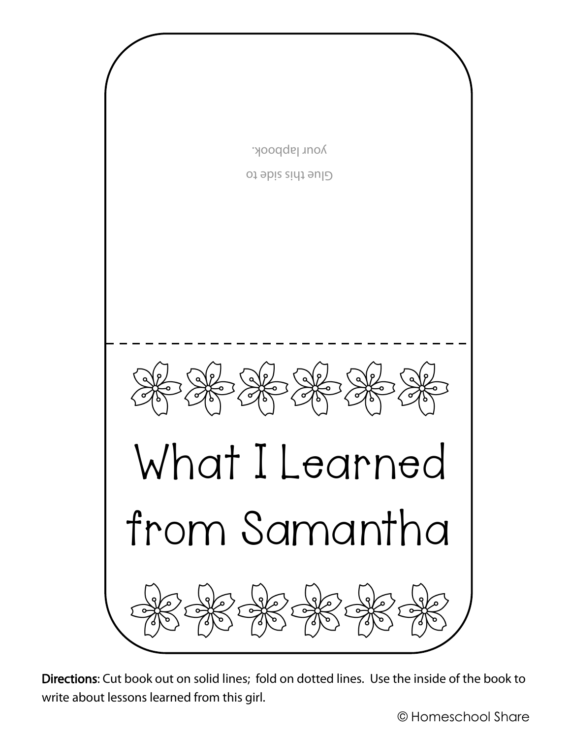Glue this side to
your lapbook.

# What I Learned from Samantha

**Directions**: Cut book out on solid lines; fold on dotted lines. Use the inside of the book to write about lessons learned from this girl.

© Homeschool Share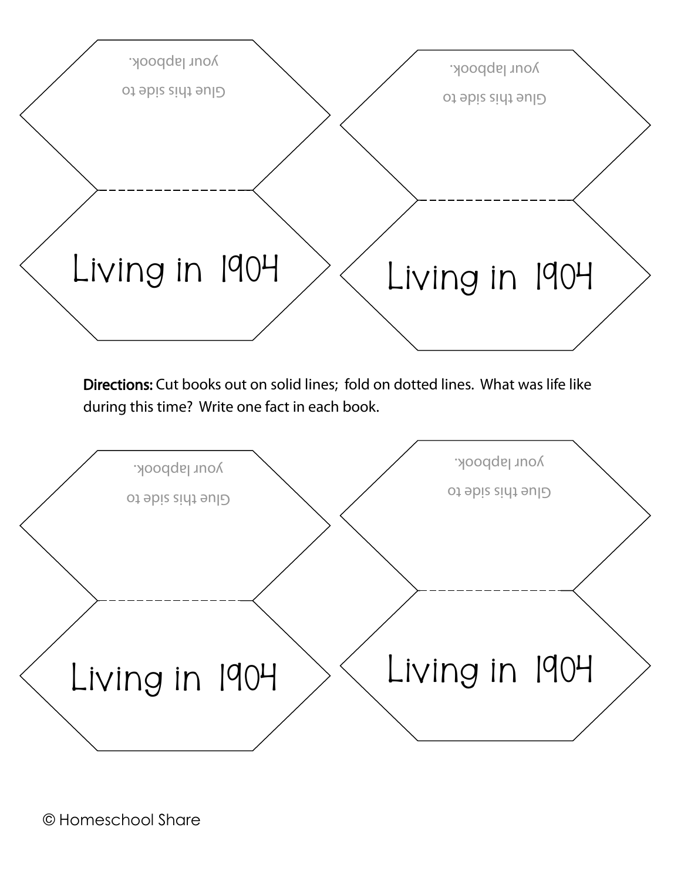Glue this side to your lapbook.

Living in 1904

Glue this side to your lapbook.

Living in 1904

**Directions:** Cut books out on solid lines; fold on dotted lines. What was life like during this time? Write one fact in each book.

Glue this side to your lapbook.

Living in 1904

Glue this side to your lapbook.

Living in 1904

© Homeschool Share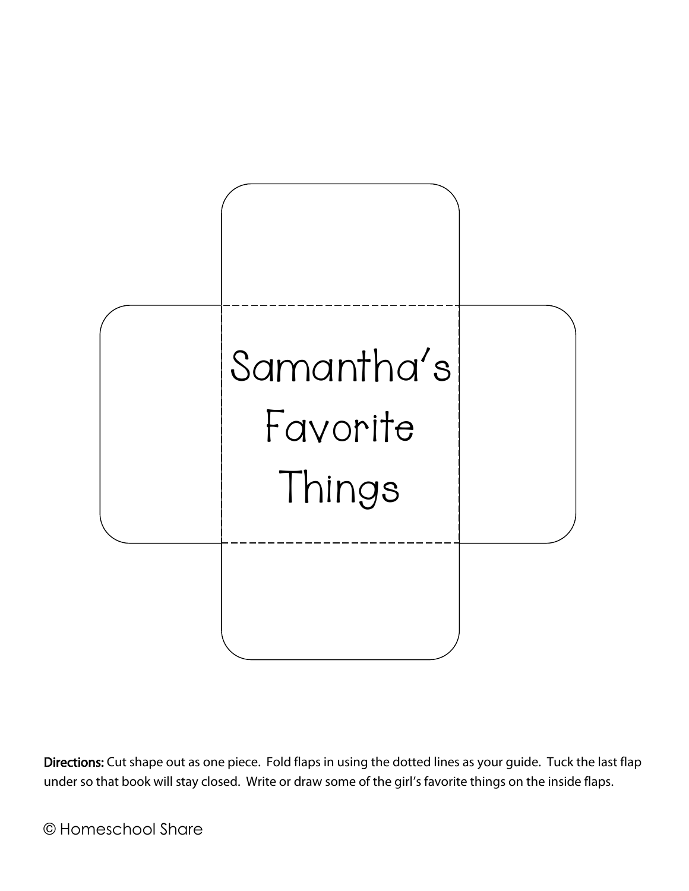Samantha's Favorite Things

**Directions:** Cut shape out as one piece. Fold flaps in using the dotted lines as your guide. Tuck the last flap under so that book will stay closed. Write or draw some of the girl's favorite things on the inside flaps.

© Homeschool Share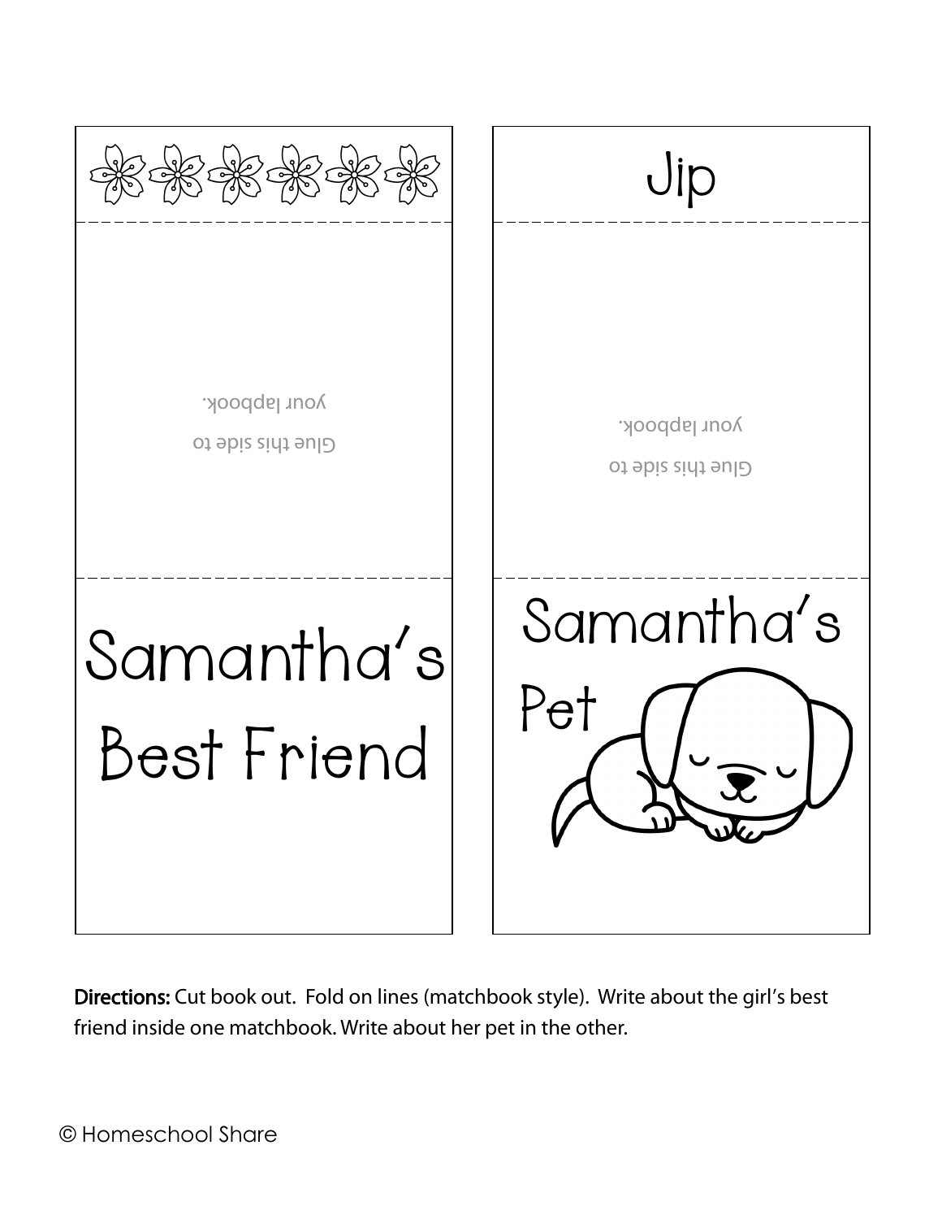| Matchbook 1 | Matchbook 2 |
| --- | --- |
| ✿✿✿✿✿✿ | Jip |
| Glue this side to your lapbook. | Glue this side to your lapbook. |
| Samantha's Best Friend | Samantha's Pet |

**Directions:** Cut book out. Fold on lines (matchbook style). Write about the girl's best friend inside one matchbook. Write about her pet in the other.

© Homeschool Share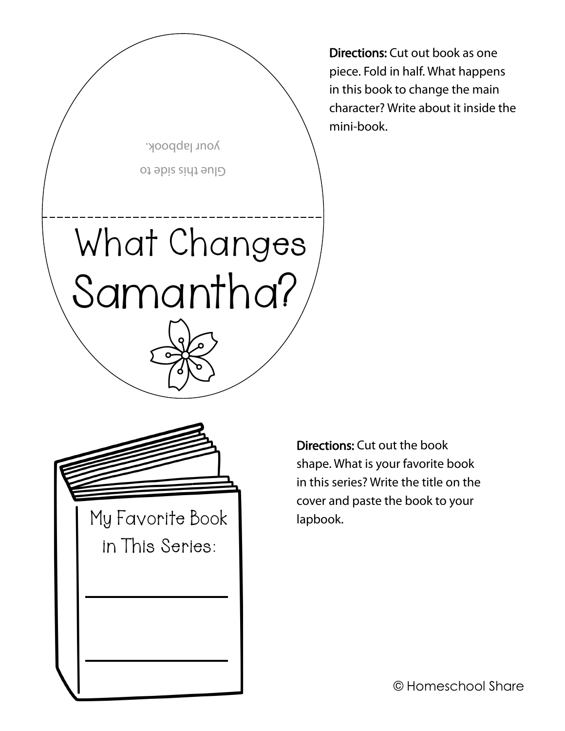Glue this side to your lapbook.

# What Changes Samantha?

**Directions:** Cut out book as one piece. Fold in half. What happens in this book to change the main character? Write about it inside the mini-book.

My Favorite Book in This Series:

______________________

______________________

**Directions:** Cut out the book shape. What is your favorite book in this series? Write the title on the cover and paste the book to your lapbook.

© Homeschool Share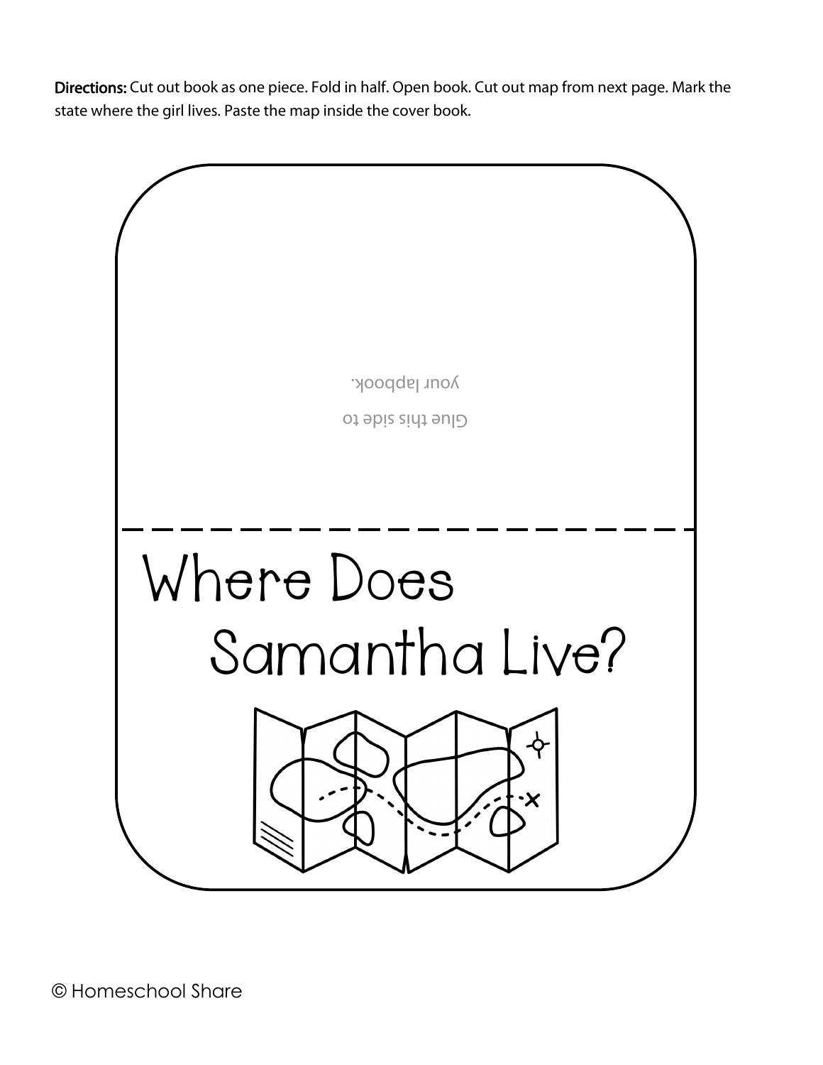**Directions:** Cut out book as one piece. Fold in half. Open book. Cut out map from next page. Mark the state where the girl lives. Paste the map inside the cover book.

Glue this side to your lapbook.

Where Does Samantha Live?

© Homeschool Share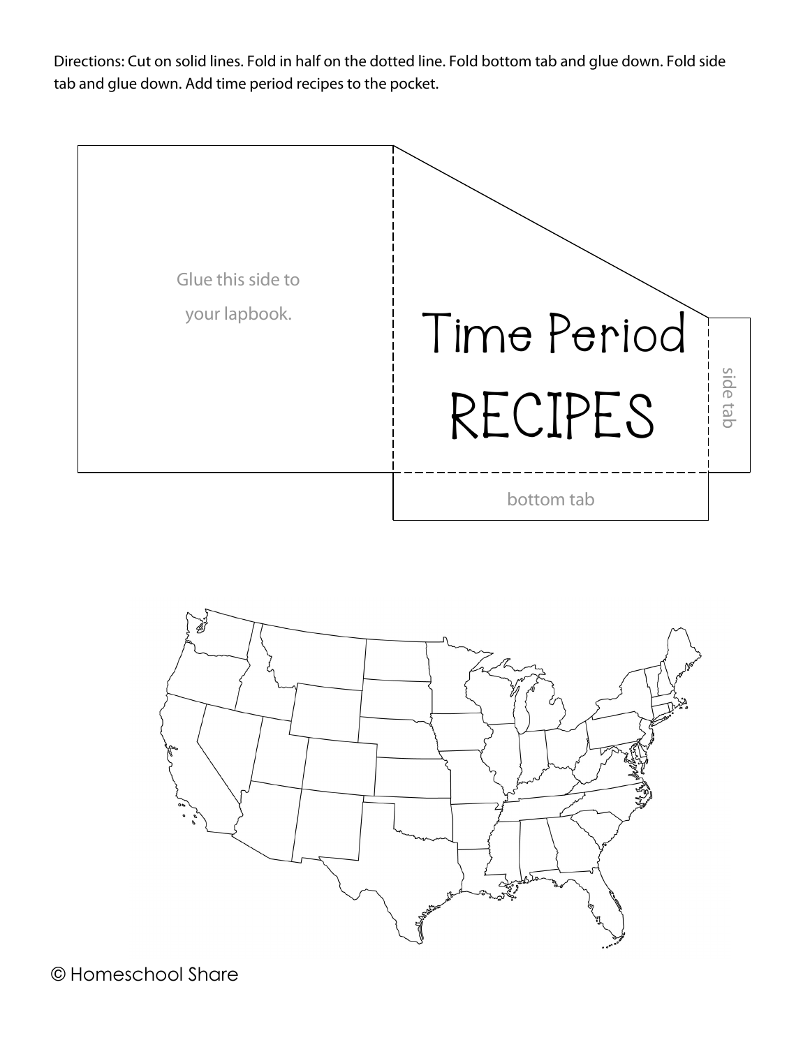Directions: Cut on solid lines. Fold in half on the dotted line. Fold bottom tab and glue down. Fold side tab and glue down. Add time period recipes to the pocket.

Glue this side to your lapbook.

Time Period

RECIPES

side tab

bottom tab

© Homeschool Share